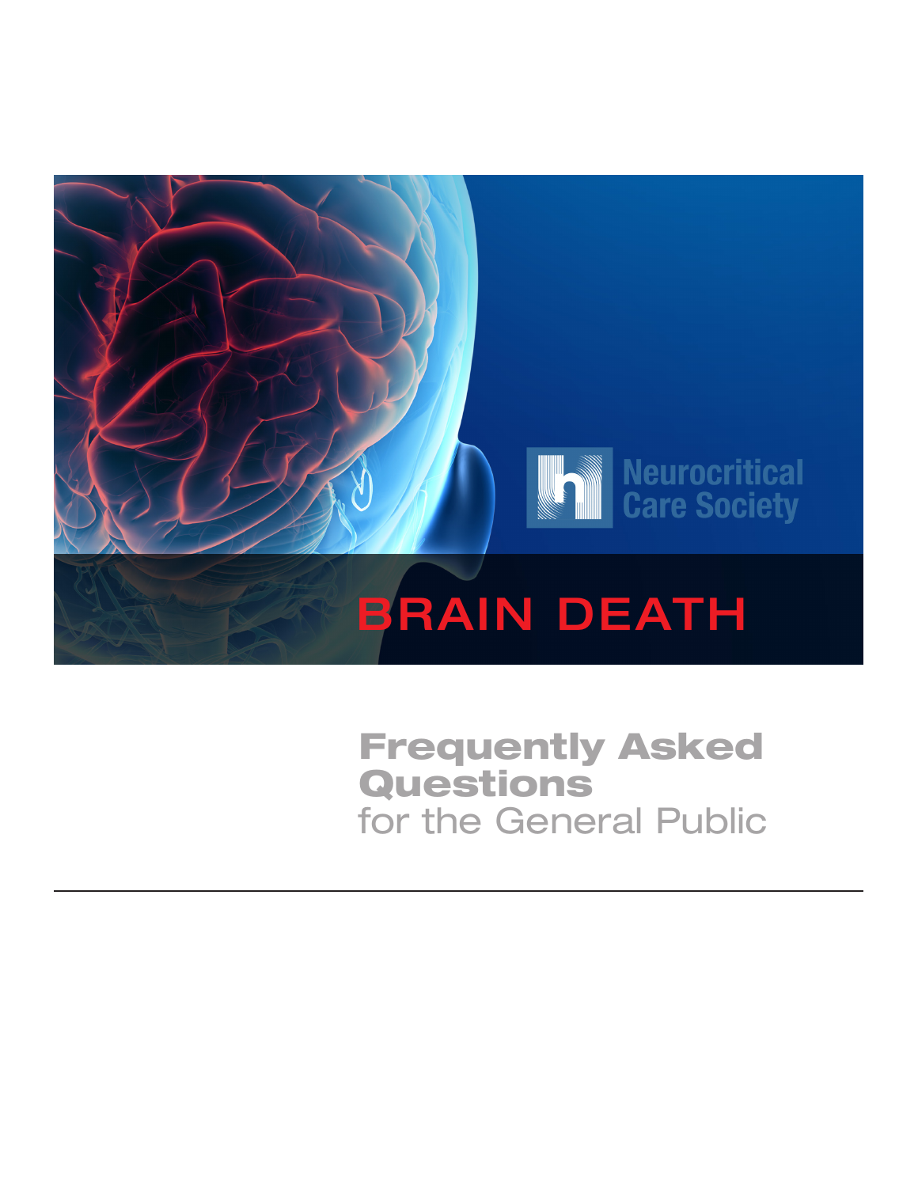Neurocritical Care Society

# BRAIN DEATH

## Frequently Asked Questions

for the General Public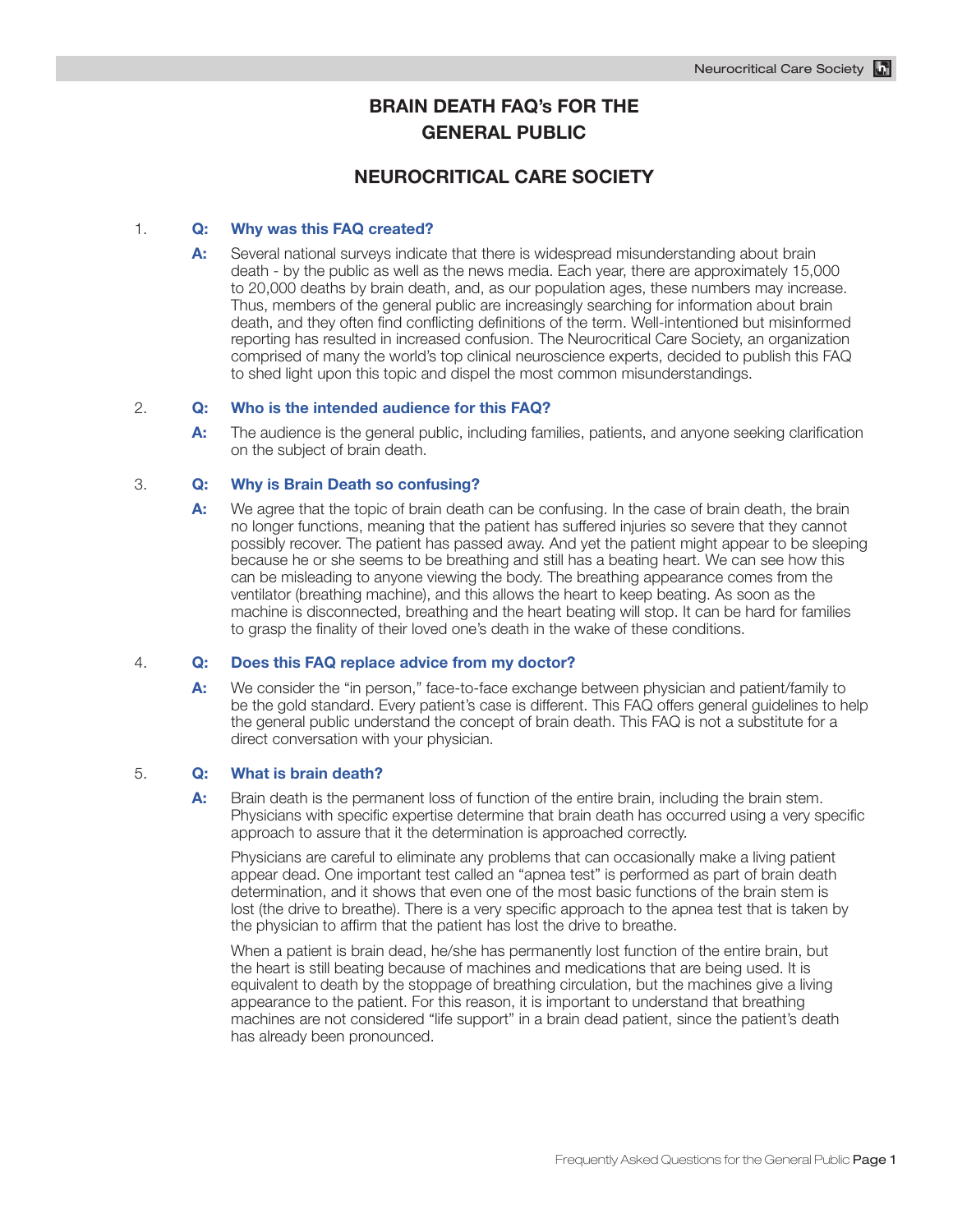# BRAIN DEATH FAQ's FOR THE GENERAL PUBLIC

## NEUROCRITICAL CARE SOCIETY

1. **Q: Why was this FAQ created?**

   **A:** Several national surveys indicate that there is widespread misunderstanding about brain death - by the public as well as the news media. Each year, there are approximately 15,000 to 20,000 deaths by brain death, and, as our population ages, these numbers may increase. Thus, members of the general public are increasingly searching for information about brain death, and they often find conflicting definitions of the term. Well-intentioned but misinformed reporting has resulted in increased confusion. The Neurocritical Care Society, an organization comprised of many the world's top clinical neuroscience experts, decided to publish this FAQ to shed light upon this topic and dispel the most common misunderstandings.

2. **Q: Who is the intended audience for this FAQ?**

   **A:** The audience is the general public, including families, patients, and anyone seeking clarification on the subject of brain death.

3. **Q: Why is Brain Death so confusing?**

   **A:** We agree that the topic of brain death can be confusing. In the case of brain death, the brain no longer functions, meaning that the patient has suffered injuries so severe that they cannot possibly recover. The patient has passed away. And yet the patient might appear to be sleeping because he or she seems to be breathing and still has a beating heart. We can see how this can be misleading to anyone viewing the body. The breathing appearance comes from the ventilator (breathing machine), and this allows the heart to keep beating. As soon as the machine is disconnected, breathing and the heart beating will stop. It can be hard for families to grasp the finality of their loved one's death in the wake of these conditions.

4. **Q: Does this FAQ replace advice from my doctor?**

   **A:** We consider the "in person," face-to-face exchange between physician and patient/family to be the gold standard. Every patient's case is different. This FAQ offers general guidelines to help the general public understand the concept of brain death. This FAQ is not a substitute for a direct conversation with your physician.

5. **Q: What is brain death?**

   **A:** Brain death is the permanent loss of function of the entire brain, including the brain stem. Physicians with specific expertise determine that brain death has occurred using a very specific approach to assure that it the determination is approached correctly.

   Physicians are careful to eliminate any problems that can occasionally make a living patient appear dead. One important test called an "apnea test" is performed as part of brain death determination, and it shows that even one of the most basic functions of the brain stem is lost (the drive to breathe). There is a very specific approach to the apnea test that is taken by the physician to affirm that the patient has lost the drive to breathe.

   When a patient is brain dead, he/she has permanently lost function of the entire brain, but the heart is still beating because of machines and medications that are being used. It is equivalent to death by the stoppage of breathing circulation, but the machines give a living appearance to the patient. For this reason, it is important to understand that breathing machines are not considered "life support" in a brain dead patient, since the patient's death has already been pronounced.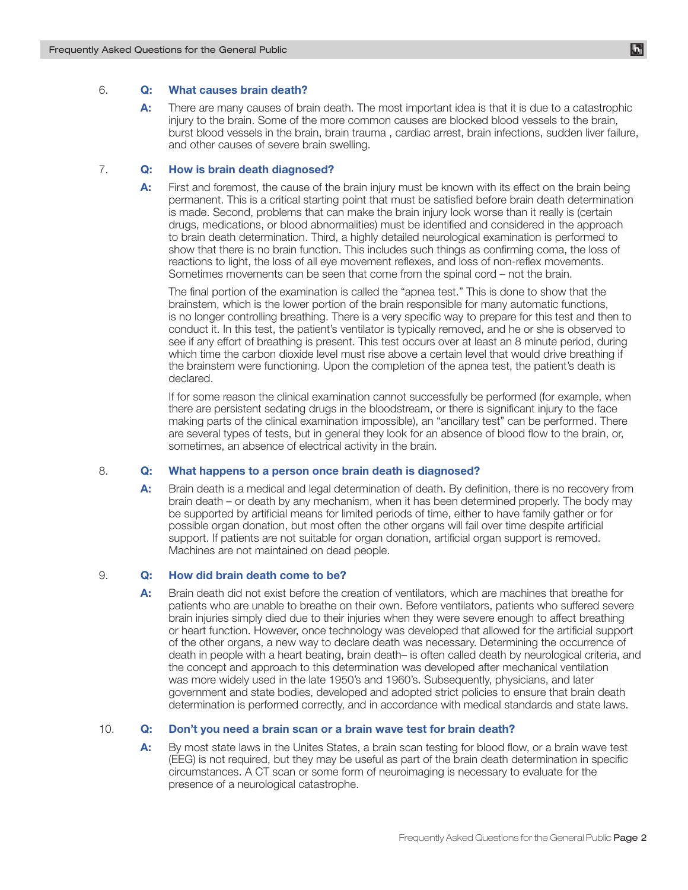6. **Q: What causes brain death?**

   **A:** There are many causes of brain death. The most important idea is that it is due to a catastrophic injury to the brain. Some of the more common causes are blocked blood vessels to the brain, burst blood vessels in the brain, brain trauma , cardiac arrest, brain infections, sudden liver failure, and other causes of severe brain swelling.

7. **Q: How is brain death diagnosed?**

   **A:** First and foremost, the cause of the brain injury must be known with its effect on the brain being permanent. This is a critical starting point that must be satisfied before brain death determination is made. Second, problems that can make the brain injury look worse than it really is (certain drugs, medications, or blood abnormalities) must be identified and considered in the approach to brain death determination. Third, a highly detailed neurological examination is performed to show that there is no brain function. This includes such things as confirming coma, the loss of reactions to light, the loss of all eye movement reflexes, and loss of non-reflex movements. Sometimes movements can be seen that come from the spinal cord – not the brain.

   The final portion of the examination is called the "apnea test." This is done to show that the brainstem, which is the lower portion of the brain responsible for many automatic functions, is no longer controlling breathing. There is a very specific way to prepare for this test and then to conduct it. In this test, the patient's ventilator is typically removed, and he or she is observed to see if any effort of breathing is present. This test occurs over at least an 8 minute period, during which time the carbon dioxide level must rise above a certain level that would drive breathing if the brainstem were functioning. Upon the completion of the apnea test, the patient's death is declared.

   If for some reason the clinical examination cannot successfully be performed (for example, when there are persistent sedating drugs in the bloodstream, or there is significant injury to the face making parts of the clinical examination impossible), an "ancillary test" can be performed. There are several types of tests, but in general they look for an absence of blood flow to the brain, or, sometimes, an absence of electrical activity in the brain.

8. **Q: What happens to a person once brain death is diagnosed?**

   **A:** Brain death is a medical and legal determination of death. By definition, there is no recovery from brain death – or death by any mechanism, when it has been determined properly. The body may be supported by artificial means for limited periods of time, either to have family gather or for possible organ donation, but most often the other organs will fail over time despite artificial support. If patients are not suitable for organ donation, artificial organ support is removed. Machines are not maintained on dead people.

9. **Q: How did brain death come to be?**

   **A:** Brain death did not exist before the creation of ventilators, which are machines that breathe for patients who are unable to breathe on their own. Before ventilators, patients who suffered severe brain injuries simply died due to their injuries when they were severe enough to affect breathing or heart function. However, once technology was developed that allowed for the artificial support of the other organs, a new way to declare death was necessary. Determining the occurrence of death in people with a heart beating, brain death– is often called death by neurological criteria, and the concept and approach to this determination was developed after mechanical ventilation was more widely used in the late 1950's and 1960's. Subsequently, physicians, and later government and state bodies, developed and adopted strict policies to ensure that brain death determination is performed correctly, and in accordance with medical standards and state laws.

10. **Q: Don't you need a brain scan or a brain wave test for brain death?**

    **A:** By most state laws in the Unites States, a brain scan testing for blood flow, or a brain wave test (EEG) is not required, but they may be useful as part of the brain death determination in specific circumstances. A CT scan or some form of neuroimaging is necessary to evaluate for the presence of a neurological catastrophe.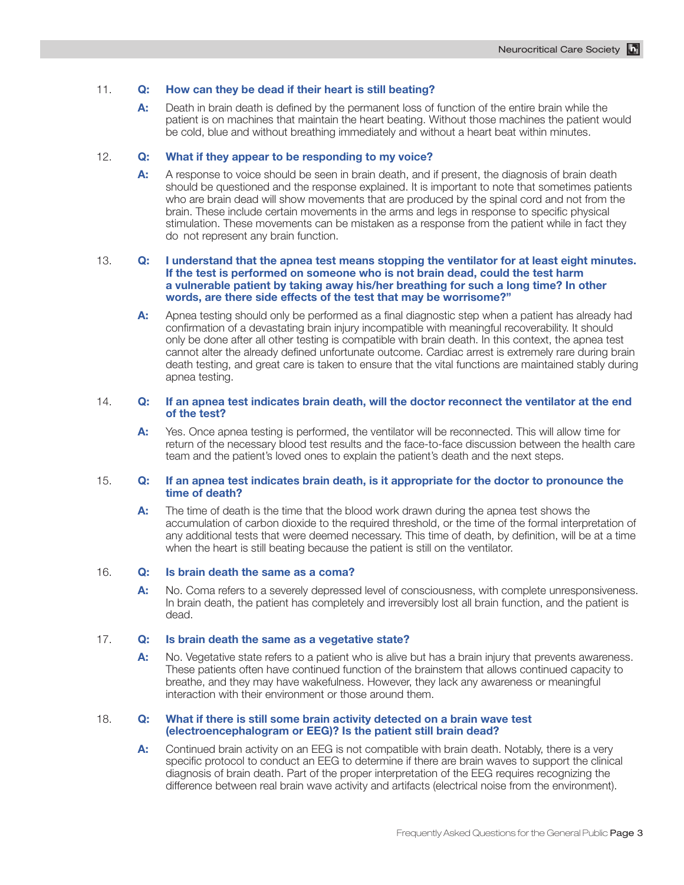11. **Q: How can they be dead if their heart is still beating?**

    **A:** Death in brain death is defined by the permanent loss of function of the entire brain while the patient is on machines that maintain the heart beating. Without those machines the patient would be cold, blue and without breathing immediately and without a heart beat within minutes.

12. **Q: What if they appear to be responding to my voice?**

    **A:** A response to voice should be seen in brain death, and if present, the diagnosis of brain death should be questioned and the response explained. It is important to note that sometimes patients who are brain dead will show movements that are produced by the spinal cord and not from the brain. These include certain movements in the arms and legs in response to specific physical stimulation. These movements can be mistaken as a response from the patient while in fact they do not represent any brain function.

13. **Q: I understand that the apnea test means stopping the ventilator for at least eight minutes. If the test is performed on someone who is not brain dead, could the test harm a vulnerable patient by taking away his/her breathing for such a long time? In other words, are there side effects of the test that may be worrisome?"**

    **A:** Apnea testing should only be performed as a final diagnostic step when a patient has already had confirmation of a devastating brain injury incompatible with meaningful recoverability. It should only be done after all other testing is compatible with brain death. In this context, the apnea test cannot alter the already defined unfortunate outcome. Cardiac arrest is extremely rare during brain death testing, and great care is taken to ensure that the vital functions are maintained stably during apnea testing.

14. **Q: If an apnea test indicates brain death, will the doctor reconnect the ventilator at the end of the test?**

    **A:** Yes. Once apnea testing is performed, the ventilator will be reconnected. This will allow time for return of the necessary blood test results and the face-to-face discussion between the health care team and the patient's loved ones to explain the patient's death and the next steps.

15. **Q: If an apnea test indicates brain death, is it appropriate for the doctor to pronounce the time of death?**

    **A:** The time of death is the time that the blood work drawn during the apnea test shows the accumulation of carbon dioxide to the required threshold, or the time of the formal interpretation of any additional tests that were deemed necessary. This time of death, by definition, will be at a time when the heart is still beating because the patient is still on the ventilator.

16. **Q: Is brain death the same as a coma?**

    **A:** No. Coma refers to a severely depressed level of consciousness, with complete unresponsiveness. In brain death, the patient has completely and irreversibly lost all brain function, and the patient is dead.

17. **Q: Is brain death the same as a vegetative state?**

    **A:** No. Vegetative state refers to a patient who is alive but has a brain injury that prevents awareness. These patients often have continued function of the brainstem that allows continued capacity to breathe, and they may have wakefulness. However, they lack any awareness or meaningful interaction with their environment or those around them.

18. **Q: What if there is still some brain activity detected on a brain wave test (electroencephalogram or EEG)? Is the patient still brain dead?**

    **A:** Continued brain activity on an EEG is not compatible with brain death. Notably, there is a very specific protocol to conduct an EEG to determine if there are brain waves to support the clinical diagnosis of brain death. Part of the proper interpretation of the EEG requires recognizing the difference between real brain wave activity and artifacts (electrical noise from the environment).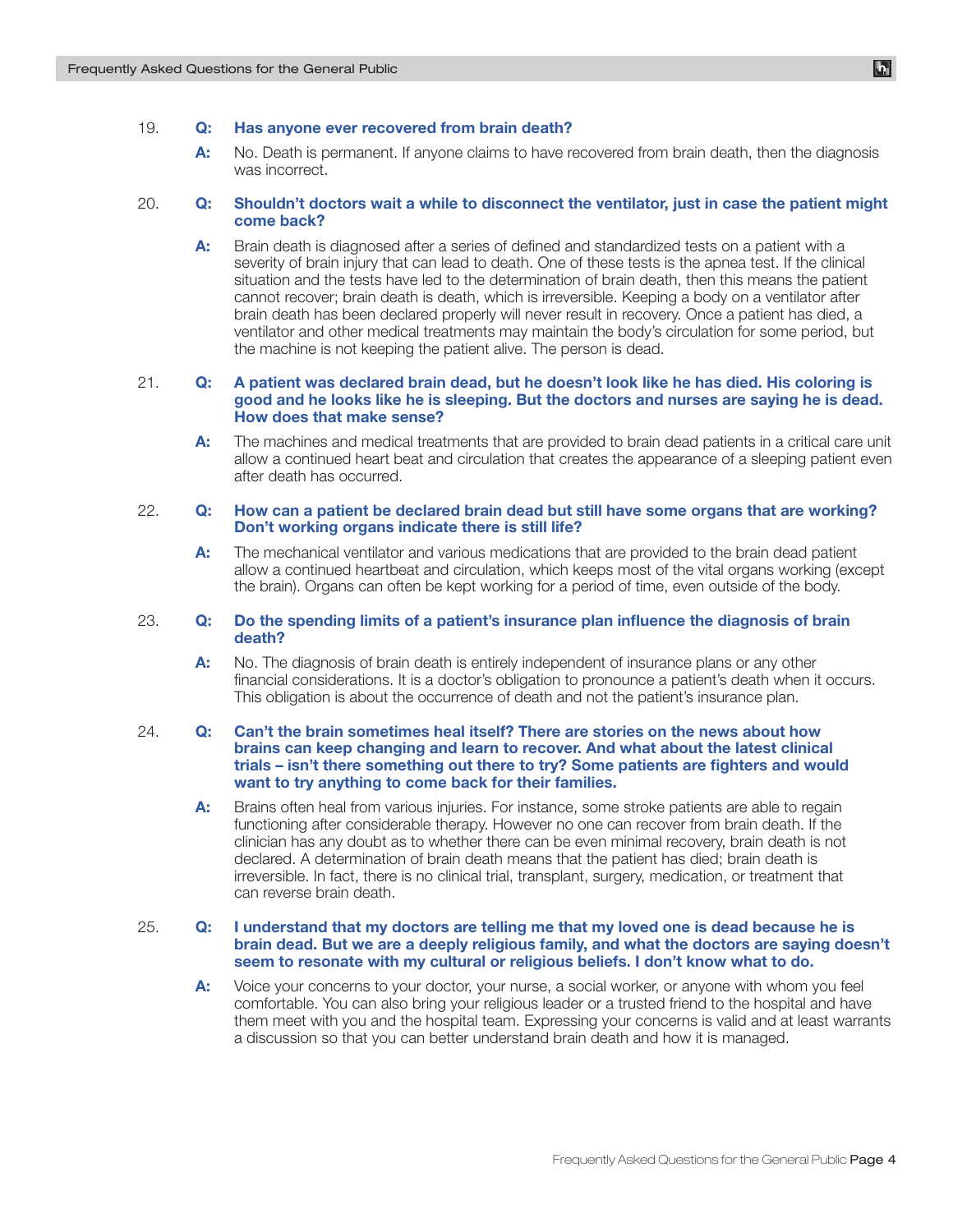19. **Q: Has anyone ever recovered from brain death?**

    **A:** No. Death is permanent. If anyone claims to have recovered from brain death, then the diagnosis was incorrect.

20. **Q: Shouldn't doctors wait a while to disconnect the ventilator, just in case the patient might come back?**

    **A:** Brain death is diagnosed after a series of defined and standardized tests on a patient with a severity of brain injury that can lead to death. One of these tests is the apnea test. If the clinical situation and the tests have led to the determination of brain death, then this means the patient cannot recover; brain death is death, which is irreversible. Keeping a body on a ventilator after brain death has been declared properly will never result in recovery. Once a patient has died, a ventilator and other medical treatments may maintain the body's circulation for some period, but the machine is not keeping the patient alive. The person is dead.

21. **Q: A patient was declared brain dead, but he doesn't look like he has died. His coloring is good and he looks like he is sleeping. But the doctors and nurses are saying he is dead. How does that make sense?**

    **A:** The machines and medical treatments that are provided to brain dead patients in a critical care unit allow a continued heart beat and circulation that creates the appearance of a sleeping patient even after death has occurred.

22. **Q: How can a patient be declared brain dead but still have some organs that are working? Don't working organs indicate there is still life?**

    **A:** The mechanical ventilator and various medications that are provided to the brain dead patient allow a continued heartbeat and circulation, which keeps most of the vital organs working (except the brain). Organs can often be kept working for a period of time, even outside of the body.

23. **Q: Do the spending limits of a patient's insurance plan influence the diagnosis of brain death?**

    **A:** No. The diagnosis of brain death is entirely independent of insurance plans or any other financial considerations. It is a doctor's obligation to pronounce a patient's death when it occurs. This obligation is about the occurrence of death and not the patient's insurance plan.

24. **Q: Can't the brain sometimes heal itself? There are stories on the news about how brains can keep changing and learn to recover. And what about the latest clinical trials – isn't there something out there to try? Some patients are fighters and would want to try anything to come back for their families.**

    **A:** Brains often heal from various injuries. For instance, some stroke patients are able to regain functioning after considerable therapy. However no one can recover from brain death. If the clinician has any doubt as to whether there can be even minimal recovery, brain death is not declared. A determination of brain death means that the patient has died; brain death is irreversible. In fact, there is no clinical trial, transplant, surgery, medication, or treatment that can reverse brain death.

25. **Q: I understand that my doctors are telling me that my loved one is dead because he is brain dead. But we are a deeply religious family, and what the doctors are saying doesn't seem to resonate with my cultural or religious beliefs. I don't know what to do.**

    **A:** Voice your concerns to your doctor, your nurse, a social worker, or anyone with whom you feel comfortable. You can also bring your religious leader or a trusted friend to the hospital and have them meet with you and the hospital team. Expressing your concerns is valid and at least warrants a discussion so that you can better understand brain death and how it is managed.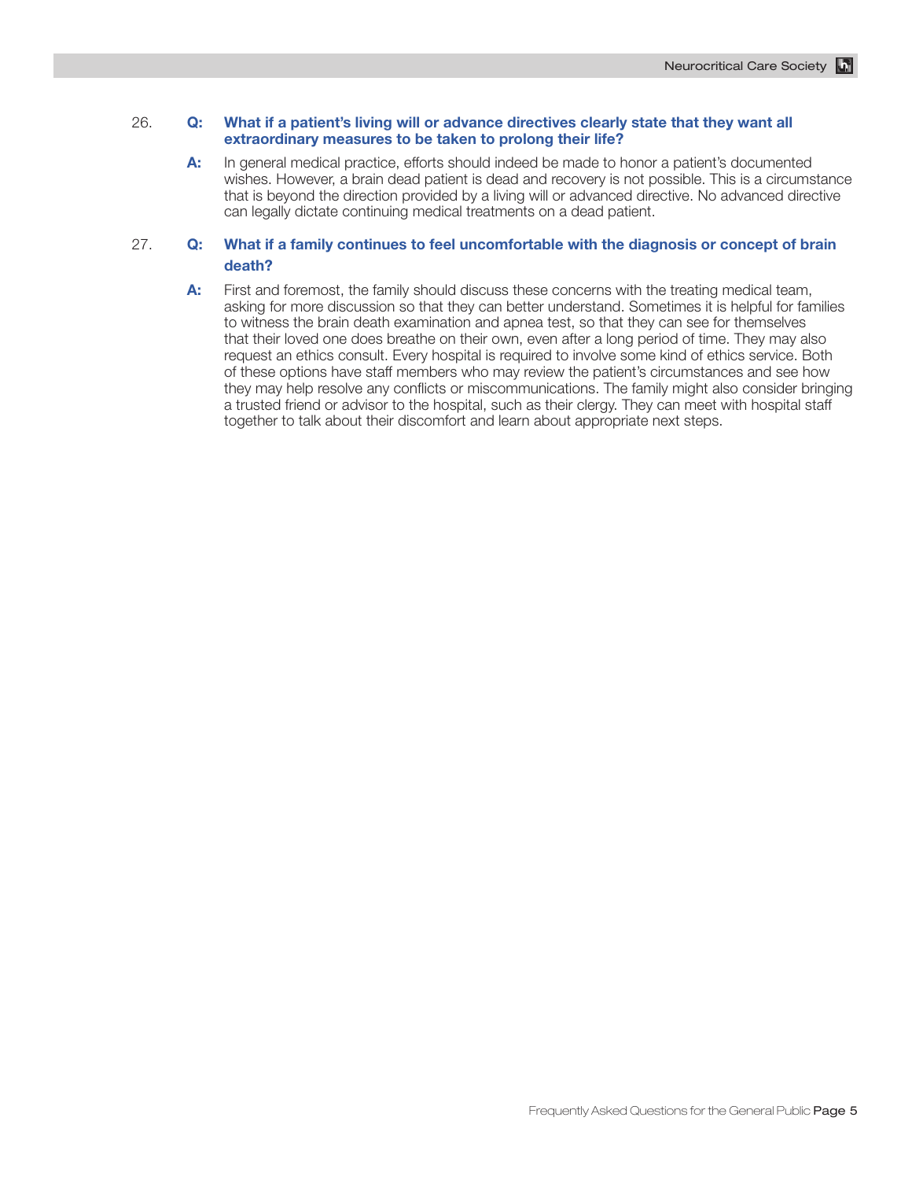26. **Q: What if a patient's living will or advance directives clearly state that they want all extraordinary measures to be taken to prolong their life?**

    **A:** In general medical practice, efforts should indeed be made to honor a patient's documented wishes. However, a brain dead patient is dead and recovery is not possible. This is a circumstance that is beyond the direction provided by a living will or advanced directive. No advanced directive can legally dictate continuing medical treatments on a dead patient.

27. **Q: What if a family continues to feel uncomfortable with the diagnosis or concept of brain death?**

    **A:** First and foremost, the family should discuss these concerns with the treating medical team, asking for more discussion so that they can better understand. Sometimes it is helpful for families to witness the brain death examination and apnea test, so that they can see for themselves that their loved one does breathe on their own, even after a long period of time. They may also request an ethics consult. Every hospital is required to involve some kind of ethics service. Both of these options have staff members who may review the patient's circumstances and see how they may help resolve any conflicts or miscommunications. The family might also consider bringing a trusted friend or advisor to the hospital, such as their clergy. They can meet with hospital staff together to talk about their discomfort and learn about appropriate next steps.